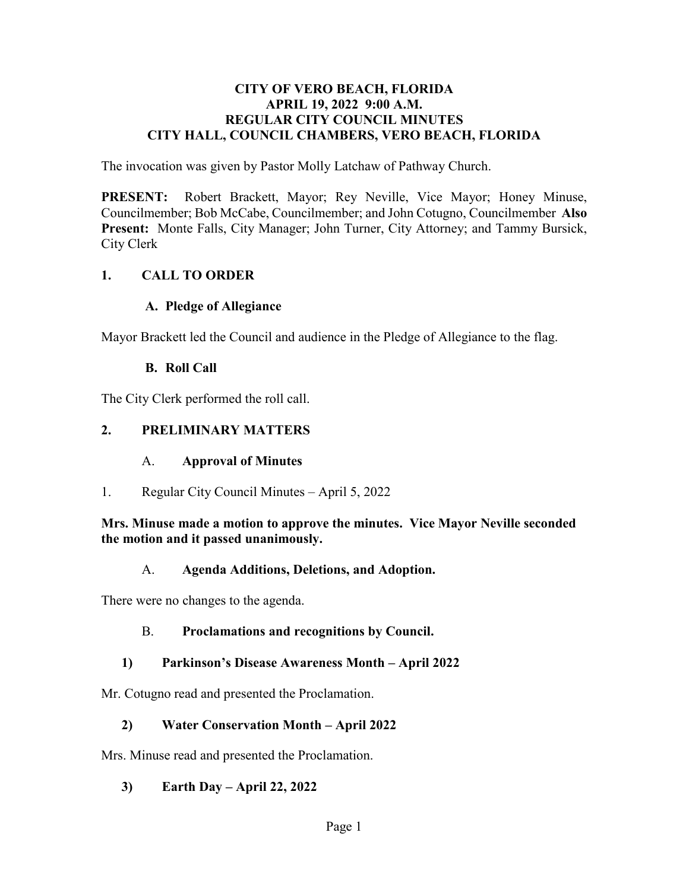# CITY OF VERO BEACH, FLORIDA
# APRIL 19, 2022 9:00 A.M.
# REGULAR CITY COUNCIL MINUTES
# CITY HALL, COUNCIL CHAMBERS, VERO BEACH, FLORIDA

The invocation was given by Pastor Molly Latchaw of Pathway Church.

**PRESENT:** Robert Brackett, Mayor; Rey Neville, Vice Mayor; Honey Minuse, Councilmember; Bob McCabe, Councilmember; and John Cotugno, Councilmember **Also Present:** Monte Falls, City Manager; John Turner, City Attorney; and Tammy Bursick, City Clerk

## 1. CALL TO ORDER

### A. Pledge of Allegiance

Mayor Brackett led the Council and audience in the Pledge of Allegiance to the flag.

### B. Roll Call

The City Clerk performed the roll call.

## 2. PRELIMINARY MATTERS

### A. Approval of Minutes

1. Regular City Council Minutes – April 5, 2022

**Mrs. Minuse made a motion to approve the minutes. Vice Mayor Neville seconded the motion and it passed unanimously.**

### A. Agenda Additions, Deletions, and Adoption.

There were no changes to the agenda.

### B. Proclamations and recognitions by Council.

#### 1) Parkinson's Disease Awareness Month – April 2022

Mr. Cotugno read and presented the Proclamation.

#### 2) Water Conservation Month – April 2022

Mrs. Minuse read and presented the Proclamation.

#### 3) Earth Day – April 22, 2022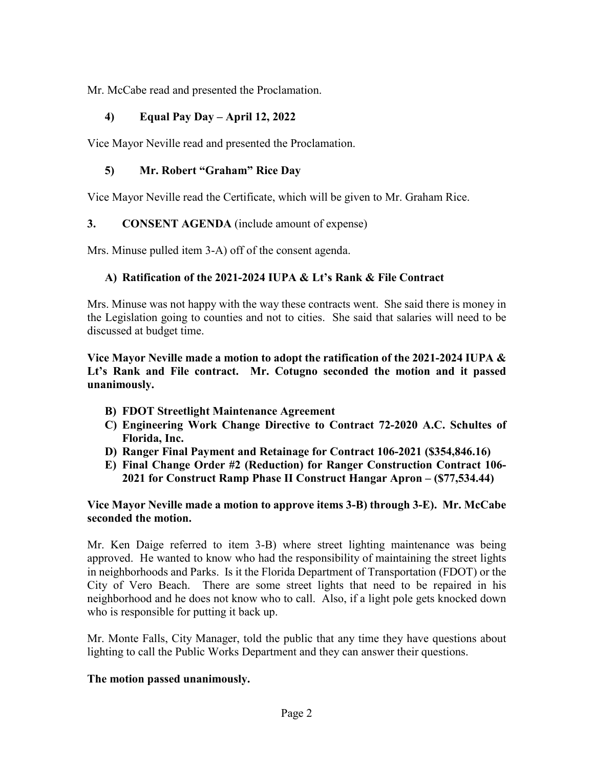Mr. McCabe read and presented the Proclamation.

**4) Equal Pay Day – April 12, 2022**

Vice Mayor Neville read and presented the Proclamation.

**5) Mr. Robert "Graham" Rice Day**

Vice Mayor Neville read the Certificate, which will be given to Mr. Graham Rice.

**3. CONSENT AGENDA** (include amount of expense)

Mrs. Minuse pulled item 3-A) off of the consent agenda.

**A) Ratification of the 2021-2024 IUPA & Lt's Rank & File Contract**

Mrs. Minuse was not happy with the way these contracts went. She said there is money in the Legislation going to counties and not to cities. She said that salaries will need to be discussed at budget time.

**Vice Mayor Neville made a motion to adopt the ratification of the 2021-2024 IUPA & Lt's Rank and File contract. Mr. Cotugno seconded the motion and it passed unanimously.**

**B) FDOT Streetlight Maintenance Agreement**
**C) Engineering Work Change Directive to Contract 72-2020 A.C. Schultes of Florida, Inc.**
**D) Ranger Final Payment and Retainage for Contract 106-2021 ($354,846.16)**
**E) Final Change Order #2 (Reduction) for Ranger Construction Contract 106-2021 for Construct Ramp Phase II Construct Hangar Apron – ($77,534.44)**

**Vice Mayor Neville made a motion to approve items 3-B) through 3-E). Mr. McCabe seconded the motion.**

Mr. Ken Daige referred to item 3-B) where street lighting maintenance was being approved. He wanted to know who had the responsibility of maintaining the street lights in neighborhoods and Parks. Is it the Florida Department of Transportation (FDOT) or the City of Vero Beach. There are some street lights that need to be repaired in his neighborhood and he does not know who to call. Also, if a light pole gets knocked down who is responsible for putting it back up.

Mr. Monte Falls, City Manager, told the public that any time they have questions about lighting to call the Public Works Department and they can answer their questions.

**The motion passed unanimously.**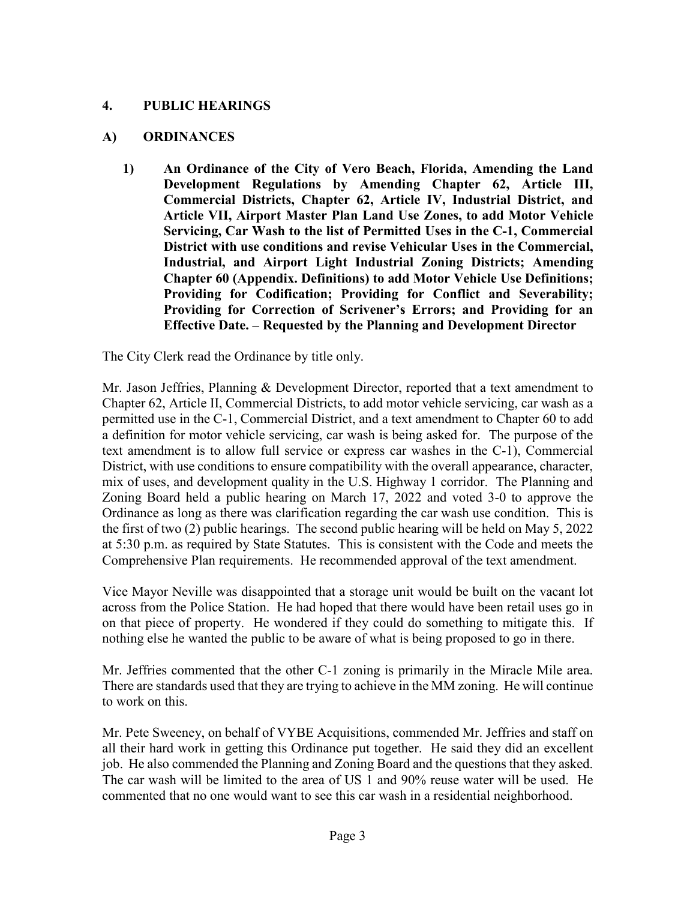## 4. PUBLIC HEARINGS

### A) ORDINANCES

**1) An Ordinance of the City of Vero Beach, Florida, Amending the Land Development Regulations by Amending Chapter 62, Article III, Commercial Districts, Chapter 62, Article IV, Industrial District, and Article VII, Airport Master Plan Land Use Zones, to add Motor Vehicle Servicing, Car Wash to the list of Permitted Uses in the C-1, Commercial District with use conditions and revise Vehicular Uses in the Commercial, Industrial, and Airport Light Industrial Zoning Districts; Amending Chapter 60 (Appendix. Definitions) to add Motor Vehicle Use Definitions; Providing for Codification; Providing for Conflict and Severability; Providing for Correction of Scrivener's Errors; and Providing for an Effective Date. – Requested by the Planning and Development Director**

The City Clerk read the Ordinance by title only.

Mr. Jason Jeffries, Planning & Development Director, reported that a text amendment to Chapter 62, Article II, Commercial Districts, to add motor vehicle servicing, car wash as a permitted use in the C-1, Commercial District, and a text amendment to Chapter 60 to add a definition for motor vehicle servicing, car wash is being asked for. The purpose of the text amendment is to allow full service or express car washes in the C-1), Commercial District, with use conditions to ensure compatibility with the overall appearance, character, mix of uses, and development quality in the U.S. Highway 1 corridor. The Planning and Zoning Board held a public hearing on March 17, 2022 and voted 3-0 to approve the Ordinance as long as there was clarification regarding the car wash use condition. This is the first of two (2) public hearings. The second public hearing will be held on May 5, 2022 at 5:30 p.m. as required by State Statutes. This is consistent with the Code and meets the Comprehensive Plan requirements. He recommended approval of the text amendment.

Vice Mayor Neville was disappointed that a storage unit would be built on the vacant lot across from the Police Station. He had hoped that there would have been retail uses go in on that piece of property. He wondered if they could do something to mitigate this. If nothing else he wanted the public to be aware of what is being proposed to go in there.

Mr. Jeffries commented that the other C-1 zoning is primarily in the Miracle Mile area. There are standards used that they are trying to achieve in the MM zoning. He will continue to work on this.

Mr. Pete Sweeney, on behalf of VYBE Acquisitions, commended Mr. Jeffries and staff on all their hard work in getting this Ordinance put together. He said they did an excellent job. He also commended the Planning and Zoning Board and the questions that they asked. The car wash will be limited to the area of US 1 and 90% reuse water will be used. He commented that no one would want to see this car wash in a residential neighborhood.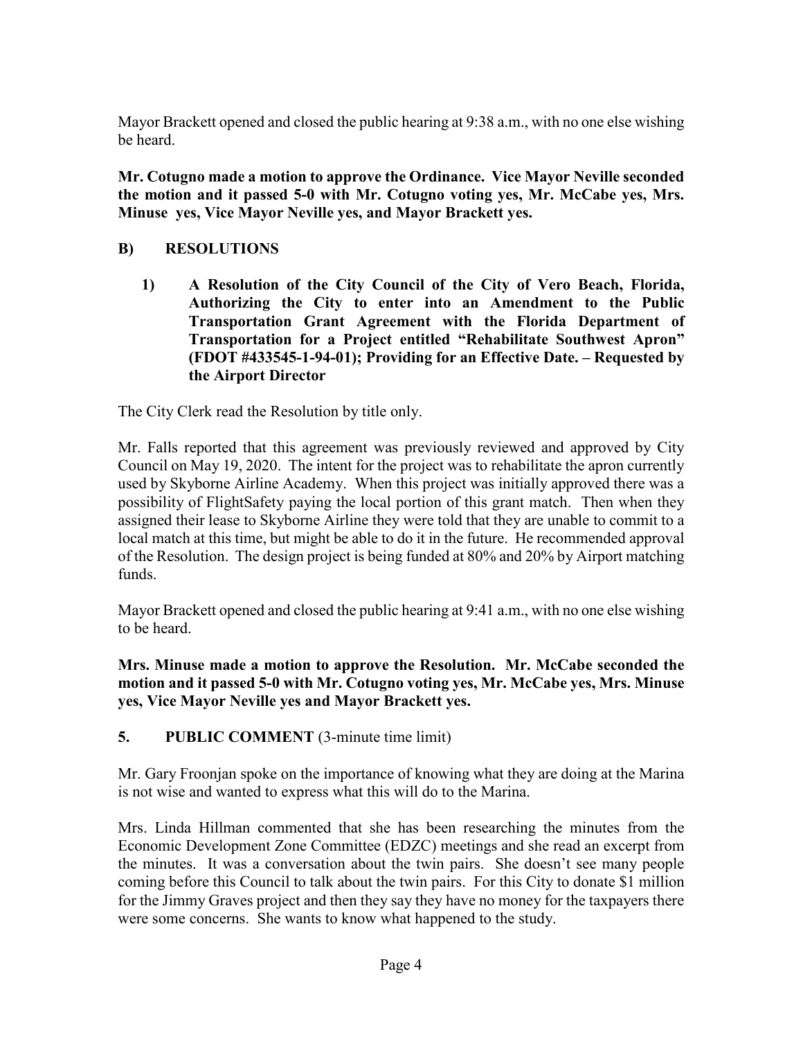Mayor Brackett opened and closed the public hearing at 9:38 a.m., with no one else wishing be heard.

**Mr. Cotugno made a motion to approve the Ordinance. Vice Mayor Neville seconded the motion and it passed 5-0 with Mr. Cotugno voting yes, Mr. McCabe yes, Mrs. Minuse yes, Vice Mayor Neville yes, and Mayor Brackett yes.**

## B) RESOLUTIONS

**1) A Resolution of the City Council of the City of Vero Beach, Florida, Authorizing the City to enter into an Amendment to the Public Transportation Grant Agreement with the Florida Department of Transportation for a Project entitled "Rehabilitate Southwest Apron" (FDOT #433545-1-94-01); Providing for an Effective Date. – Requested by the Airport Director**

The City Clerk read the Resolution by title only.

Mr. Falls reported that this agreement was previously reviewed and approved by City Council on May 19, 2020. The intent for the project was to rehabilitate the apron currently used by Skyborne Airline Academy. When this project was initially approved there was a possibility of FlightSafety paying the local portion of this grant match. Then when they assigned their lease to Skyborne Airline they were told that they are unable to commit to a local match at this time, but might be able to do it in the future. He recommended approval of the Resolution. The design project is being funded at 80% and 20% by Airport matching funds.

Mayor Brackett opened and closed the public hearing at 9:41 a.m., with no one else wishing to be heard.

**Mrs. Minuse made a motion to approve the Resolution. Mr. McCabe seconded the motion and it passed 5-0 with Mr. Cotugno voting yes, Mr. McCabe yes, Mrs. Minuse yes, Vice Mayor Neville yes and Mayor Brackett yes.**

## 5. PUBLIC COMMENT (3-minute time limit)

Mr. Gary Froonjan spoke on the importance of knowing what they are doing at the Marina is not wise and wanted to express what this will do to the Marina.

Mrs. Linda Hillman commented that she has been researching the minutes from the Economic Development Zone Committee (EDZC) meetings and she read an excerpt from the minutes. It was a conversation about the twin pairs. She doesn't see many people coming before this Council to talk about the twin pairs. For this City to donate $1 million for the Jimmy Graves project and then they say they have no money for the taxpayers there were some concerns. She wants to know what happened to the study.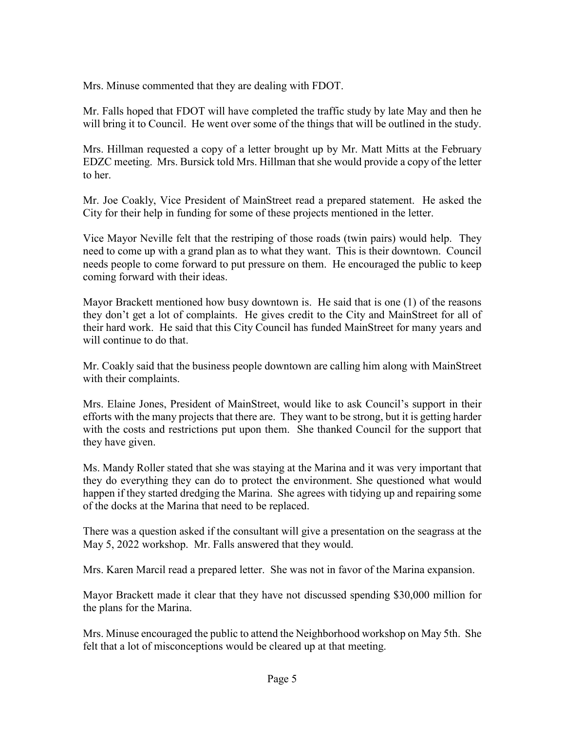Mrs. Minuse commented that they are dealing with FDOT.

Mr. Falls hoped that FDOT will have completed the traffic study by late May and then he will bring it to Council. He went over some of the things that will be outlined in the study.

Mrs. Hillman requested a copy of a letter brought up by Mr. Matt Mitts at the February EDZC meeting. Mrs. Bursick told Mrs. Hillman that she would provide a copy of the letter to her.

Mr. Joe Coakly, Vice President of MainStreet read a prepared statement. He asked the City for their help in funding for some of these projects mentioned in the letter.

Vice Mayor Neville felt that the restriping of those roads (twin pairs) would help. They need to come up with a grand plan as to what they want. This is their downtown. Council needs people to come forward to put pressure on them. He encouraged the public to keep coming forward with their ideas.

Mayor Brackett mentioned how busy downtown is. He said that is one (1) of the reasons they don't get a lot of complaints. He gives credit to the City and MainStreet for all of their hard work. He said that this City Council has funded MainStreet for many years and will continue to do that.

Mr. Coakly said that the business people downtown are calling him along with MainStreet with their complaints.

Mrs. Elaine Jones, President of MainStreet, would like to ask Council's support in their efforts with the many projects that there are. They want to be strong, but it is getting harder with the costs and restrictions put upon them. She thanked Council for the support that they have given.

Ms. Mandy Roller stated that she was staying at the Marina and it was very important that they do everything they can do to protect the environment. She questioned what would happen if they started dredging the Marina. She agrees with tidying up and repairing some of the docks at the Marina that need to be replaced.

There was a question asked if the consultant will give a presentation on the seagrass at the May 5, 2022 workshop. Mr. Falls answered that they would.

Mrs. Karen Marcil read a prepared letter. She was not in favor of the Marina expansion.

Mayor Brackett made it clear that they have not discussed spending $30,000 million for the plans for the Marina.

Mrs. Minuse encouraged the public to attend the Neighborhood workshop on May 5th. She felt that a lot of misconceptions would be cleared up at that meeting.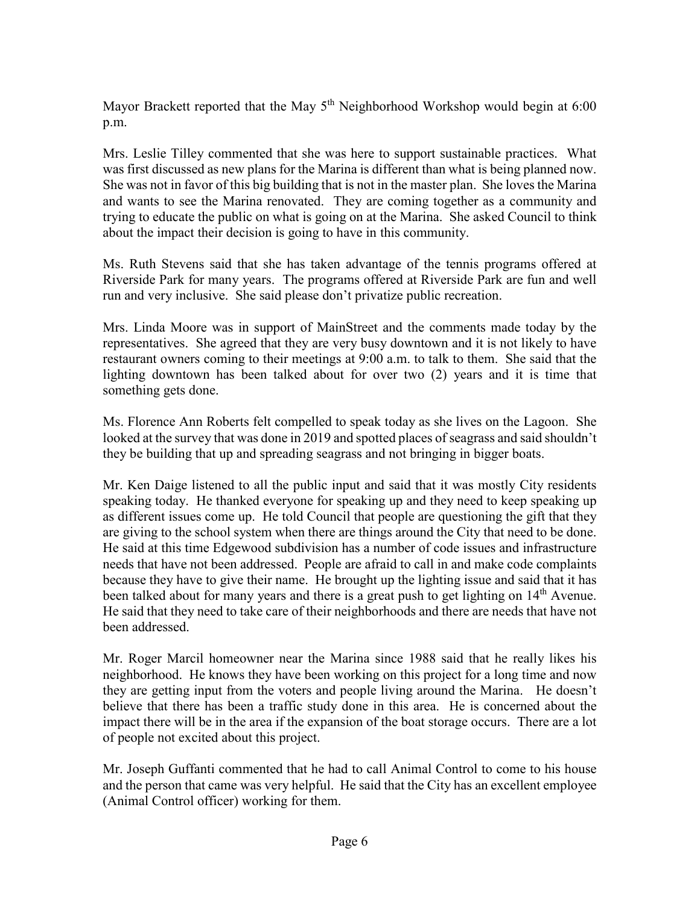Mayor Brackett reported that the May 5th Neighborhood Workshop would begin at 6:00 p.m.

Mrs. Leslie Tilley commented that she was here to support sustainable practices. What was first discussed as new plans for the Marina is different than what is being planned now. She was not in favor of this big building that is not in the master plan. She loves the Marina and wants to see the Marina renovated. They are coming together as a community and trying to educate the public on what is going on at the Marina. She asked Council to think about the impact their decision is going to have in this community.

Ms. Ruth Stevens said that she has taken advantage of the tennis programs offered at Riverside Park for many years. The programs offered at Riverside Park are fun and well run and very inclusive. She said please don't privatize public recreation.

Mrs. Linda Moore was in support of MainStreet and the comments made today by the representatives. She agreed that they are very busy downtown and it is not likely to have restaurant owners coming to their meetings at 9:00 a.m. to talk to them. She said that the lighting downtown has been talked about for over two (2) years and it is time that something gets done.

Ms. Florence Ann Roberts felt compelled to speak today as she lives on the Lagoon. She looked at the survey that was done in 2019 and spotted places of seagrass and said shouldn't they be building that up and spreading seagrass and not bringing in bigger boats.

Mr. Ken Daige listened to all the public input and said that it was mostly City residents speaking today. He thanked everyone for speaking up and they need to keep speaking up as different issues come up. He told Council that people are questioning the gift that they are giving to the school system when there are things around the City that need to be done. He said at this time Edgewood subdivision has a number of code issues and infrastructure needs that have not been addressed. People are afraid to call in and make code complaints because they have to give their name. He brought up the lighting issue and said that it has been talked about for many years and there is a great push to get lighting on 14th Avenue. He said that they need to take care of their neighborhoods and there are needs that have not been addressed.

Mr. Roger Marcil homeowner near the Marina since 1988 said that he really likes his neighborhood. He knows they have been working on this project for a long time and now they are getting input from the voters and people living around the Marina. He doesn't believe that there has been a traffic study done in this area. He is concerned about the impact there will be in the area if the expansion of the boat storage occurs. There are a lot of people not excited about this project.

Mr. Joseph Guffanti commented that he had to call Animal Control to come to his house and the person that came was very helpful. He said that the City has an excellent employee (Animal Control officer) working for them.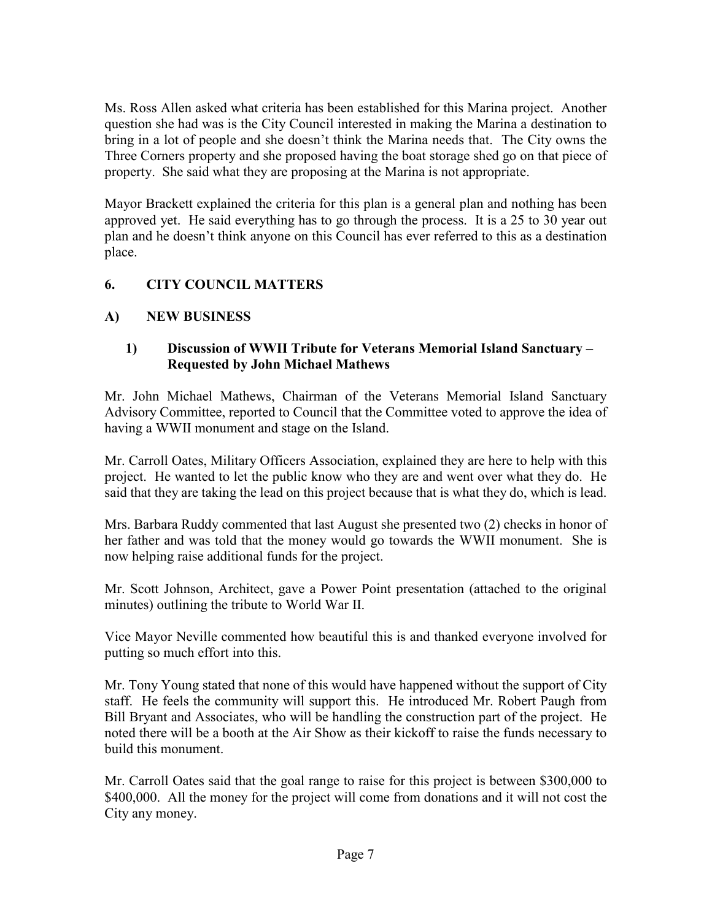Ms. Ross Allen asked what criteria has been established for this Marina project. Another question she had was is the City Council interested in making the Marina a destination to bring in a lot of people and she doesn't think the Marina needs that. The City owns the Three Corners property and she proposed having the boat storage shed go on that piece of property. She said what they are proposing at the Marina is not appropriate.

Mayor Brackett explained the criteria for this plan is a general plan and nothing has been approved yet. He said everything has to go through the process. It is a 25 to 30 year out plan and he doesn't think anyone on this Council has ever referred to this as a destination place.

## 6. CITY COUNCIL MATTERS

### A) NEW BUSINESS

#### 1) Discussion of WWII Tribute for Veterans Memorial Island Sanctuary – Requested by John Michael Mathews

Mr. John Michael Mathews, Chairman of the Veterans Memorial Island Sanctuary Advisory Committee, reported to Council that the Committee voted to approve the idea of having a WWII monument and stage on the Island.

Mr. Carroll Oates, Military Officers Association, explained they are here to help with this project. He wanted to let the public know who they are and went over what they do. He said that they are taking the lead on this project because that is what they do, which is lead.

Mrs. Barbara Ruddy commented that last August she presented two (2) checks in honor of her father and was told that the money would go towards the WWII monument. She is now helping raise additional funds for the project.

Mr. Scott Johnson, Architect, gave a Power Point presentation (attached to the original minutes) outlining the tribute to World War II.

Vice Mayor Neville commented how beautiful this is and thanked everyone involved for putting so much effort into this.

Mr. Tony Young stated that none of this would have happened without the support of City staff. He feels the community will support this. He introduced Mr. Robert Paugh from Bill Bryant and Associates, who will be handling the construction part of the project. He noted there will be a booth at the Air Show as their kickoff to raise the funds necessary to build this monument.

Mr. Carroll Oates said that the goal range to raise for this project is between $300,000 to $400,000. All the money for the project will come from donations and it will not cost the City any money.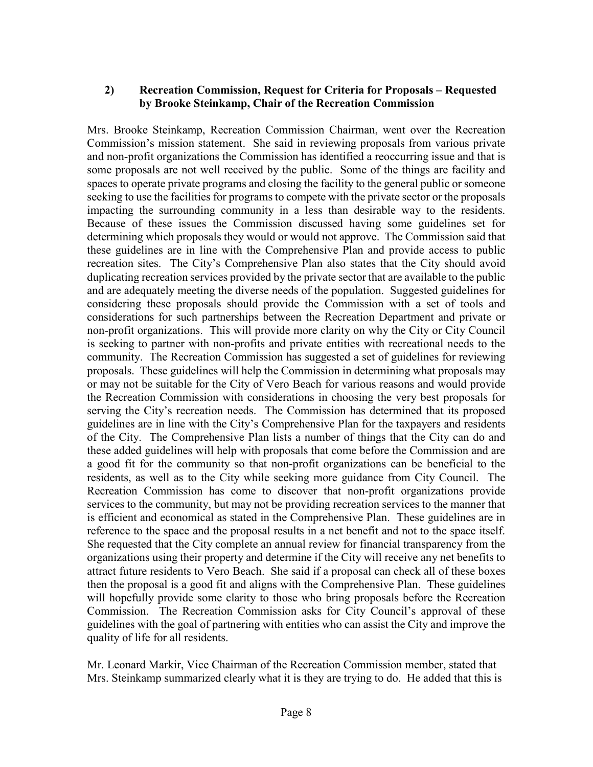**2) Recreation Commission, Request for Criteria for Proposals – Requested by Brooke Steinkamp, Chair of the Recreation Commission**

Mrs. Brooke Steinkamp, Recreation Commission Chairman, went over the Recreation Commission's mission statement. She said in reviewing proposals from various private and non-profit organizations the Commission has identified a reoccurring issue and that is some proposals are not well received by the public. Some of the things are facility and spaces to operate private programs and closing the facility to the general public or someone seeking to use the facilities for programs to compete with the private sector or the proposals impacting the surrounding community in a less than desirable way to the residents. Because of these issues the Commission discussed having some guidelines set for determining which proposals they would or would not approve. The Commission said that these guidelines are in line with the Comprehensive Plan and provide access to public recreation sites. The City's Comprehensive Plan also states that the City should avoid duplicating recreation services provided by the private sector that are available to the public and are adequately meeting the diverse needs of the population. Suggested guidelines for considering these proposals should provide the Commission with a set of tools and considerations for such partnerships between the Recreation Department and private or non-profit organizations. This will provide more clarity on why the City or City Council is seeking to partner with non-profits and private entities with recreational needs to the community. The Recreation Commission has suggested a set of guidelines for reviewing proposals. These guidelines will help the Commission in determining what proposals may or may not be suitable for the City of Vero Beach for various reasons and would provide the Recreation Commission with considerations in choosing the very best proposals for serving the City's recreation needs. The Commission has determined that its proposed guidelines are in line with the City's Comprehensive Plan for the taxpayers and residents of the City. The Comprehensive Plan lists a number of things that the City can do and these added guidelines will help with proposals that come before the Commission and are a good fit for the community so that non-profit organizations can be beneficial to the residents, as well as to the City while seeking more guidance from City Council. The Recreation Commission has come to discover that non-profit organizations provide services to the community, but may not be providing recreation services to the manner that is efficient and economical as stated in the Comprehensive Plan. These guidelines are in reference to the space and the proposal results in a net benefit and not to the space itself. She requested that the City complete an annual review for financial transparency from the organizations using their property and determine if the City will receive any net benefits to attract future residents to Vero Beach. She said if a proposal can check all of these boxes then the proposal is a good fit and aligns with the Comprehensive Plan. These guidelines will hopefully provide some clarity to those who bring proposals before the Recreation Commission. The Recreation Commission asks for City Council's approval of these guidelines with the goal of partnering with entities who can assist the City and improve the quality of life for all residents.

Mr. Leonard Markir, Vice Chairman of the Recreation Commission member, stated that Mrs. Steinkamp summarized clearly what it is they are trying to do. He added that this is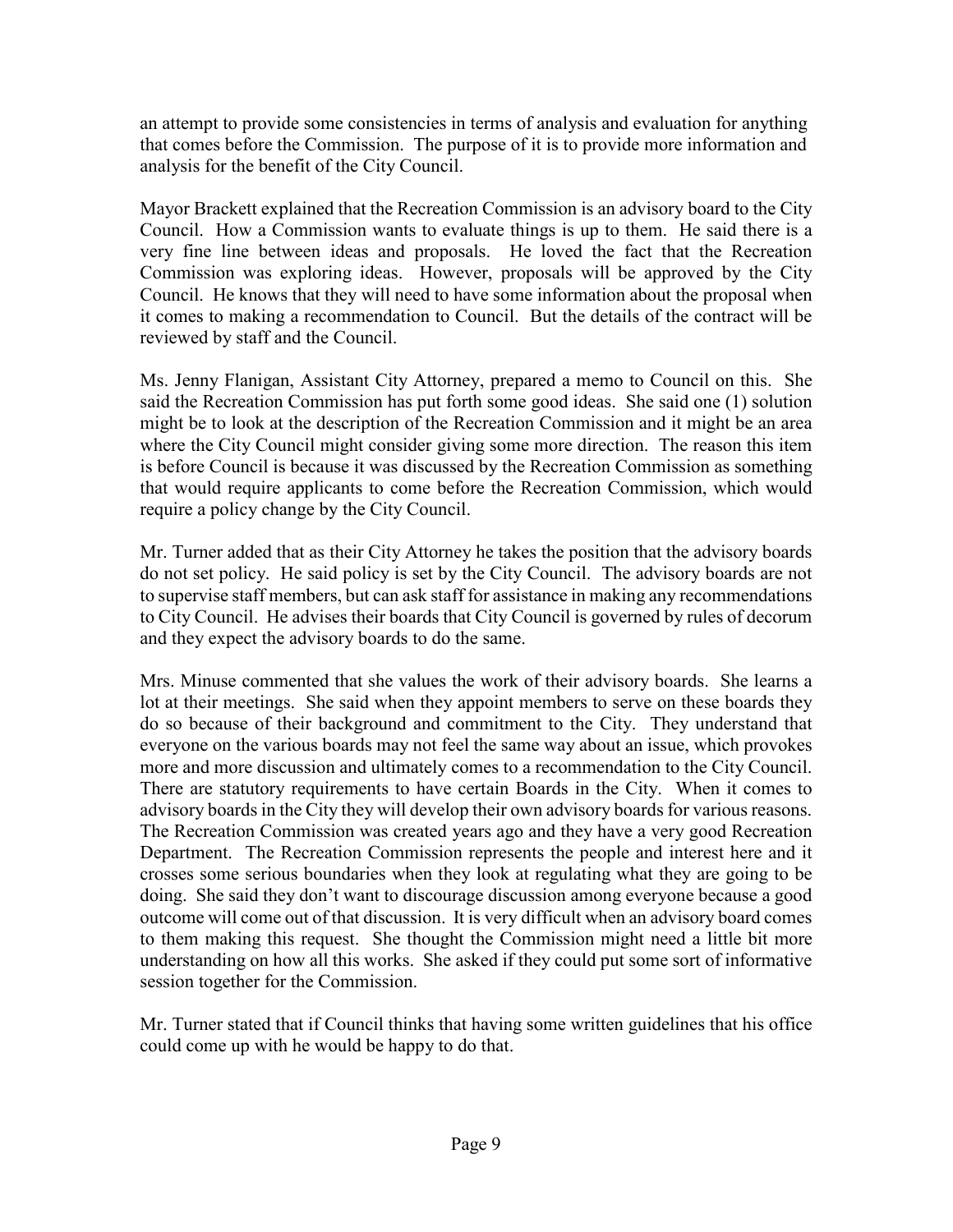an attempt to provide some consistencies in terms of analysis and evaluation for anything that comes before the Commission. The purpose of it is to provide more information and analysis for the benefit of the City Council.

Mayor Brackett explained that the Recreation Commission is an advisory board to the City Council. How a Commission wants to evaluate things is up to them. He said there is a very fine line between ideas and proposals. He loved the fact that the Recreation Commission was exploring ideas. However, proposals will be approved by the City Council. He knows that they will need to have some information about the proposal when it comes to making a recommendation to Council. But the details of the contract will be reviewed by staff and the Council.

Ms. Jenny Flanigan, Assistant City Attorney, prepared a memo to Council on this. She said the Recreation Commission has put forth some good ideas. She said one (1) solution might be to look at the description of the Recreation Commission and it might be an area where the City Council might consider giving some more direction. The reason this item is before Council is because it was discussed by the Recreation Commission as something that would require applicants to come before the Recreation Commission, which would require a policy change by the City Council.

Mr. Turner added that as their City Attorney he takes the position that the advisory boards do not set policy. He said policy is set by the City Council. The advisory boards are not to supervise staff members, but can ask staff for assistance in making any recommendations to City Council. He advises their boards that City Council is governed by rules of decorum and they expect the advisory boards to do the same.

Mrs. Minuse commented that she values the work of their advisory boards. She learns a lot at their meetings. She said when they appoint members to serve on these boards they do so because of their background and commitment to the City. They understand that everyone on the various boards may not feel the same way about an issue, which provokes more and more discussion and ultimately comes to a recommendation to the City Council. There are statutory requirements to have certain Boards in the City. When it comes to advisory boards in the City they will develop their own advisory boards for various reasons. The Recreation Commission was created years ago and they have a very good Recreation Department. The Recreation Commission represents the people and interest here and it crosses some serious boundaries when they look at regulating what they are going to be doing. She said they don't want to discourage discussion among everyone because a good outcome will come out of that discussion. It is very difficult when an advisory board comes to them making this request. She thought the Commission might need a little bit more understanding on how all this works. She asked if they could put some sort of informative session together for the Commission.

Mr. Turner stated that if Council thinks that having some written guidelines that his office could come up with he would be happy to do that.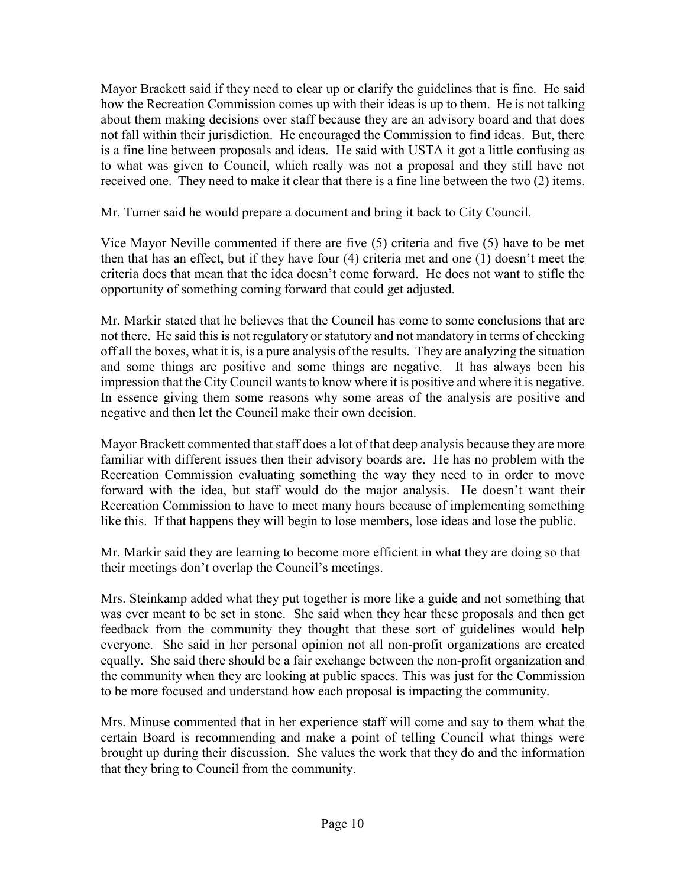Mayor Brackett said if they need to clear up or clarify the guidelines that is fine. He said how the Recreation Commission comes up with their ideas is up to them. He is not talking about them making decisions over staff because they are an advisory board and that does not fall within their jurisdiction. He encouraged the Commission to find ideas. But, there is a fine line between proposals and ideas. He said with USTA it got a little confusing as to what was given to Council, which really was not a proposal and they still have not received one. They need to make it clear that there is a fine line between the two (2) items.

Mr. Turner said he would prepare a document and bring it back to City Council.

Vice Mayor Neville commented if there are five (5) criteria and five (5) have to be met then that has an effect, but if they have four (4) criteria met and one (1) doesn't meet the criteria does that mean that the idea doesn't come forward. He does not want to stifle the opportunity of something coming forward that could get adjusted.

Mr. Markir stated that he believes that the Council has come to some conclusions that are not there. He said this is not regulatory or statutory and not mandatory in terms of checking off all the boxes, what it is, is a pure analysis of the results. They are analyzing the situation and some things are positive and some things are negative. It has always been his impression that the City Council wants to know where it is positive and where it is negative. In essence giving them some reasons why some areas of the analysis are positive and negative and then let the Council make their own decision.

Mayor Brackett commented that staff does a lot of that deep analysis because they are more familiar with different issues then their advisory boards are. He has no problem with the Recreation Commission evaluating something the way they need to in order to move forward with the idea, but staff would do the major analysis. He doesn't want their Recreation Commission to have to meet many hours because of implementing something like this. If that happens they will begin to lose members, lose ideas and lose the public.

Mr. Markir said they are learning to become more efficient in what they are doing so that their meetings don't overlap the Council's meetings.

Mrs. Steinkamp added what they put together is more like a guide and not something that was ever meant to be set in stone. She said when they hear these proposals and then get feedback from the community they thought that these sort of guidelines would help everyone. She said in her personal opinion not all non-profit organizations are created equally. She said there should be a fair exchange between the non-profit organization and the community when they are looking at public spaces. This was just for the Commission to be more focused and understand how each proposal is impacting the community.

Mrs. Minuse commented that in her experience staff will come and say to them what the certain Board is recommending and make a point of telling Council what things were brought up during their discussion. She values the work that they do and the information that they bring to Council from the community.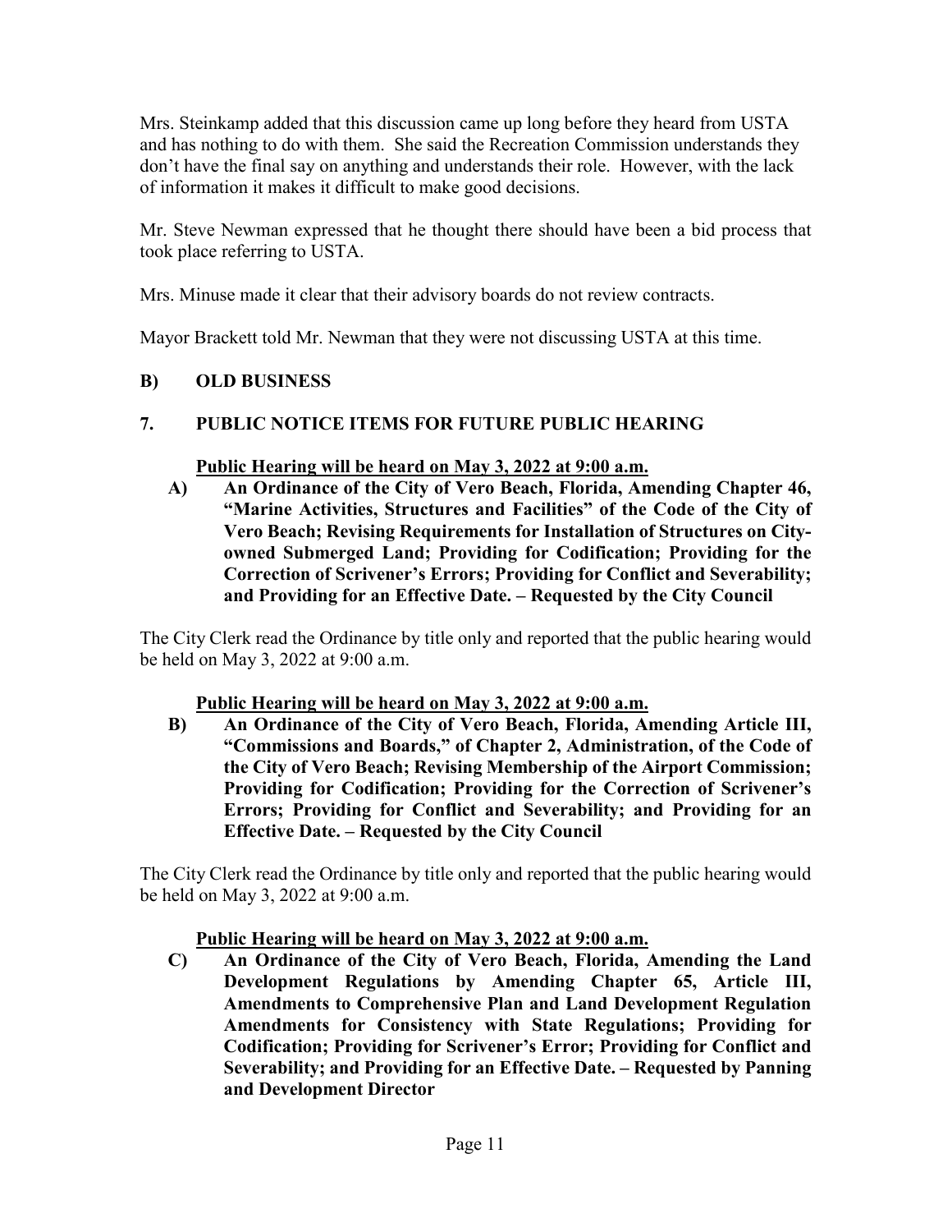Mrs. Steinkamp added that this discussion came up long before they heard from USTA and has nothing to do with them. She said the Recreation Commission understands they don't have the final say on anything and understands their role. However, with the lack of information it makes it difficult to make good decisions.

Mr. Steve Newman expressed that he thought there should have been a bid process that took place referring to USTA.

Mrs. Minuse made it clear that their advisory boards do not review contracts.

Mayor Brackett told Mr. Newman that they were not discussing USTA at this time.

## B) OLD BUSINESS

## 7. PUBLIC NOTICE ITEMS FOR FUTURE PUBLIC HEARING

**Public Hearing will be heard on May 3, 2022 at 9:00 a.m.**

**A) An Ordinance of the City of Vero Beach, Florida, Amending Chapter 46, "Marine Activities, Structures and Facilities" of the Code of the City of Vero Beach; Revising Requirements for Installation of Structures on City-owned Submerged Land; Providing for Codification; Providing for the Correction of Scrivener's Errors; Providing for Conflict and Severability; and Providing for an Effective Date. – Requested by the City Council**

The City Clerk read the Ordinance by title only and reported that the public hearing would be held on May 3, 2022 at 9:00 a.m.

**Public Hearing will be heard on May 3, 2022 at 9:00 a.m.**

**B) An Ordinance of the City of Vero Beach, Florida, Amending Article III, "Commissions and Boards," of Chapter 2, Administration, of the Code of the City of Vero Beach; Revising Membership of the Airport Commission; Providing for Codification; Providing for the Correction of Scrivener's Errors; Providing for Conflict and Severability; and Providing for an Effective Date. – Requested by the City Council**

The City Clerk read the Ordinance by title only and reported that the public hearing would be held on May 3, 2022 at 9:00 a.m.

**Public Hearing will be heard on May 3, 2022 at 9:00 a.m.**

**C) An Ordinance of the City of Vero Beach, Florida, Amending the Land Development Regulations by Amending Chapter 65, Article III, Amendments to Comprehensive Plan and Land Development Regulation Amendments for Consistency with State Regulations; Providing for Codification; Providing for Scrivener's Error; Providing for Conflict and Severability; and Providing for an Effective Date. – Requested by Panning and Development Director**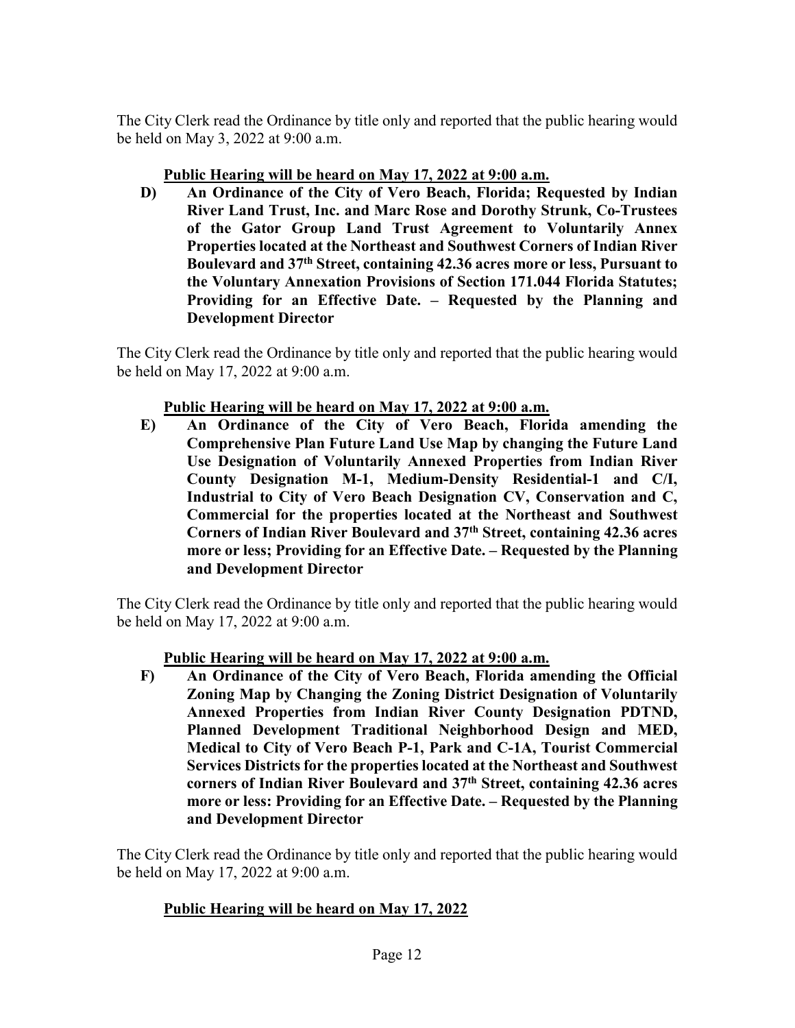The City Clerk read the Ordinance by title only and reported that the public hearing would be held on May 3, 2022 at 9:00 a.m.

**Public Hearing will be heard on May 17, 2022 at 9:00 a.m.**

**D) An Ordinance of the City of Vero Beach, Florida; Requested by Indian River Land Trust, Inc. and Marc Rose and Dorothy Strunk, Co-Trustees of the Gator Group Land Trust Agreement to Voluntarily Annex Properties located at the Northeast and Southwest Corners of Indian River Boulevard and 37th Street, containing 42.36 acres more or less, Pursuant to the Voluntary Annexation Provisions of Section 171.044 Florida Statutes; Providing for an Effective Date. – Requested by the Planning and Development Director**

The City Clerk read the Ordinance by title only and reported that the public hearing would be held on May 17, 2022 at 9:00 a.m.

**Public Hearing will be heard on May 17, 2022 at 9:00 a.m.**

**E) An Ordinance of the City of Vero Beach, Florida amending the Comprehensive Plan Future Land Use Map by changing the Future Land Use Designation of Voluntarily Annexed Properties from Indian River County Designation M-1, Medium-Density Residential-1 and C/I, Industrial to City of Vero Beach Designation CV, Conservation and C, Commercial for the properties located at the Northeast and Southwest Corners of Indian River Boulevard and 37th Street, containing 42.36 acres more or less; Providing for an Effective Date. – Requested by the Planning and Development Director**

The City Clerk read the Ordinance by title only and reported that the public hearing would be held on May 17, 2022 at 9:00 a.m.

**Public Hearing will be heard on May 17, 2022 at 9:00 a.m.**

**F) An Ordinance of the City of Vero Beach, Florida amending the Official Zoning Map by Changing the Zoning District Designation of Voluntarily Annexed Properties from Indian River County Designation PDTND, Planned Development Traditional Neighborhood Design and MED, Medical to City of Vero Beach P-1, Park and C-1A, Tourist Commercial Services Districts for the properties located at the Northeast and Southwest corners of Indian River Boulevard and 37th Street, containing 42.36 acres more or less: Providing for an Effective Date. – Requested by the Planning and Development Director**

The City Clerk read the Ordinance by title only and reported that the public hearing would be held on May 17, 2022 at 9:00 a.m.

**Public Hearing will be heard on May 17, 2022**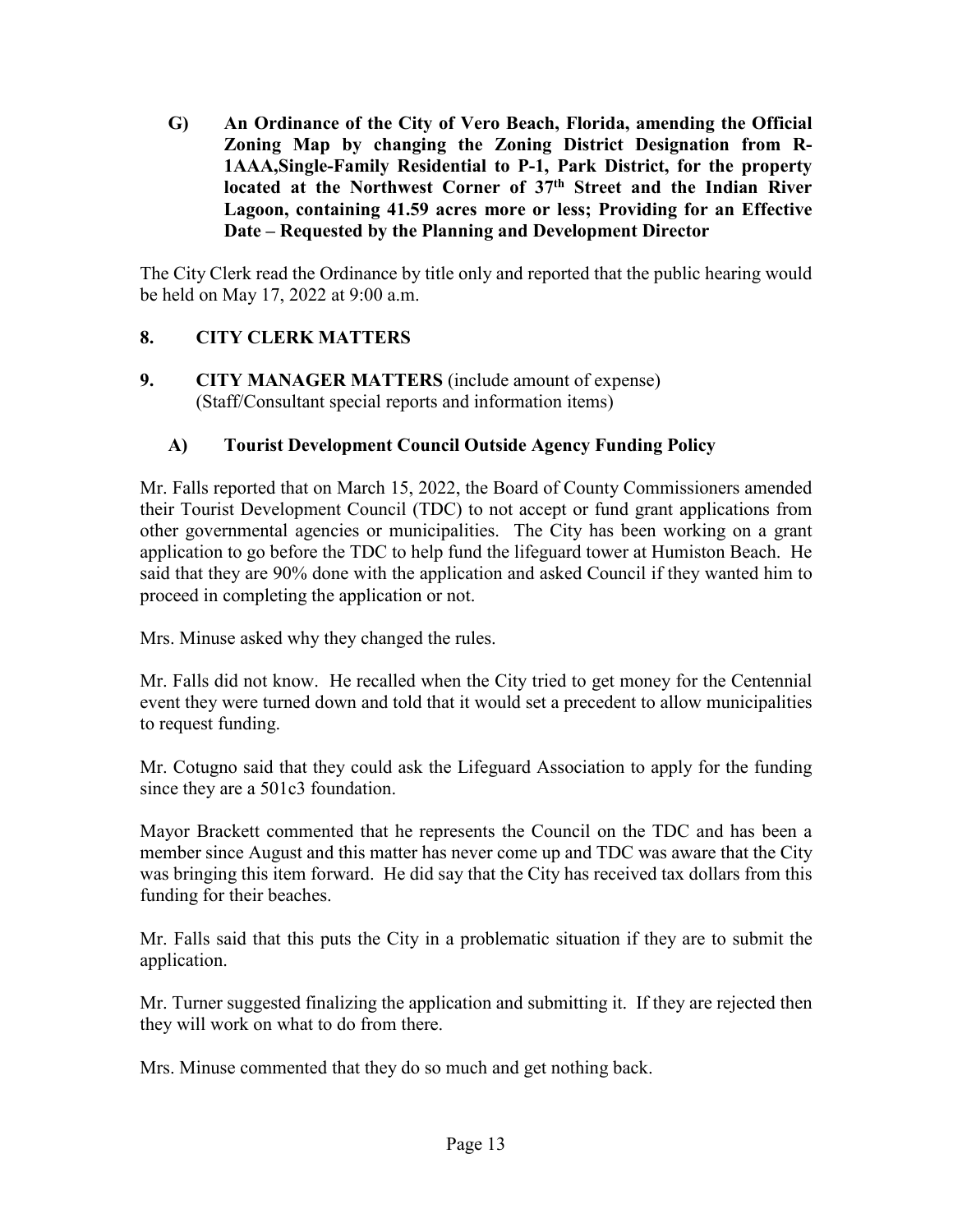**G) An Ordinance of the City of Vero Beach, Florida, amending the Official Zoning Map by changing the Zoning District Designation from R-1AAA,Single-Family Residential to P-1, Park District, for the property located at the Northwest Corner of 37th Street and the Indian River Lagoon, containing 41.59 acres more or less; Providing for an Effective Date – Requested by the Planning and Development Director**

The City Clerk read the Ordinance by title only and reported that the public hearing would be held on May 17, 2022 at 9:00 a.m.

## 8. CITY CLERK MATTERS

## 9. CITY MANAGER MATTERS (include amount of expense) (Staff/Consultant special reports and information items)

### A) Tourist Development Council Outside Agency Funding Policy

Mr. Falls reported that on March 15, 2022, the Board of County Commissioners amended their Tourist Development Council (TDC) to not accept or fund grant applications from other governmental agencies or municipalities. The City has been working on a grant application to go before the TDC to help fund the lifeguard tower at Humiston Beach. He said that they are 90% done with the application and asked Council if they wanted him to proceed in completing the application or not.

Mrs. Minuse asked why they changed the rules.

Mr. Falls did not know. He recalled when the City tried to get money for the Centennial event they were turned down and told that it would set a precedent to allow municipalities to request funding.

Mr. Cotugno said that they could ask the Lifeguard Association to apply for the funding since they are a 501c3 foundation.

Mayor Brackett commented that he represents the Council on the TDC and has been a member since August and this matter has never come up and TDC was aware that the City was bringing this item forward. He did say that the City has received tax dollars from this funding for their beaches.

Mr. Falls said that this puts the City in a problematic situation if they are to submit the application.

Mr. Turner suggested finalizing the application and submitting it. If they are rejected then they will work on what to do from there.

Mrs. Minuse commented that they do so much and get nothing back.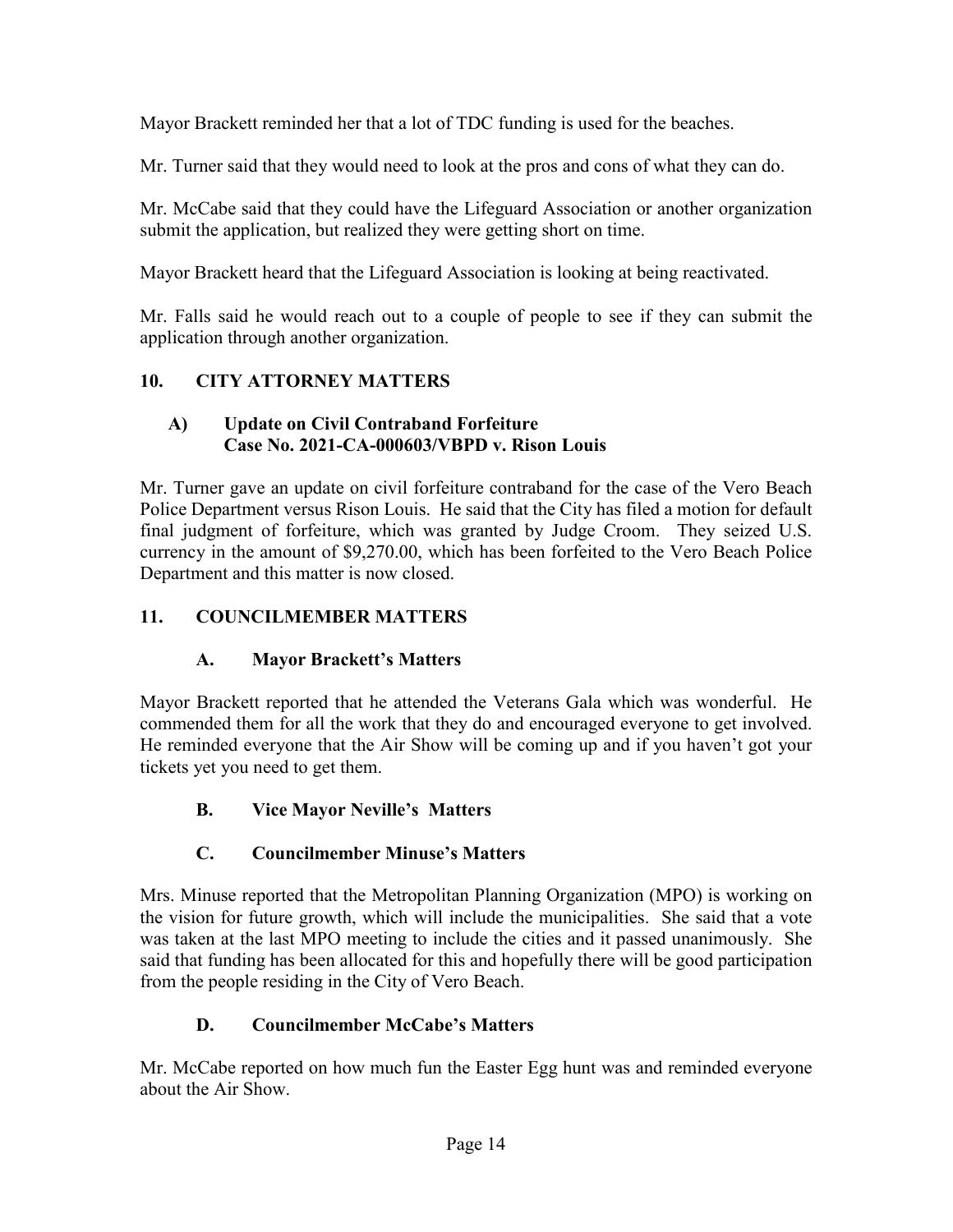Mayor Brackett reminded her that a lot of TDC funding is used for the beaches.

Mr. Turner said that they would need to look at the pros and cons of what they can do.

Mr. McCabe said that they could have the Lifeguard Association or another organization submit the application, but realized they were getting short on time.

Mayor Brackett heard that the Lifeguard Association is looking at being reactivated.

Mr. Falls said he would reach out to a couple of people to see if they can submit the application through another organization.

## 10. CITY ATTORNEY MATTERS

### A) Update on Civil Contraband Forfeiture Case No. 2021-CA-000603/VBPD v. Rison Louis

Mr. Turner gave an update on civil forfeiture contraband for the case of the Vero Beach Police Department versus Rison Louis. He said that the City has filed a motion for default final judgment of forfeiture, which was granted by Judge Croom. They seized U.S. currency in the amount of $9,270.00, which has been forfeited to the Vero Beach Police Department and this matter is now closed.

## 11. COUNCILMEMBER MATTERS

### A. Mayor Brackett's Matters

Mayor Brackett reported that he attended the Veterans Gala which was wonderful. He commended them for all the work that they do and encouraged everyone to get involved. He reminded everyone that the Air Show will be coming up and if you haven't got your tickets yet you need to get them.

### B. Vice Mayor Neville's Matters

### C. Councilmember Minuse's Matters

Mrs. Minuse reported that the Metropolitan Planning Organization (MPO) is working on the vision for future growth, which will include the municipalities. She said that a vote was taken at the last MPO meeting to include the cities and it passed unanimously. She said that funding has been allocated for this and hopefully there will be good participation from the people residing in the City of Vero Beach.

### D. Councilmember McCabe's Matters

Mr. McCabe reported on how much fun the Easter Egg hunt was and reminded everyone about the Air Show.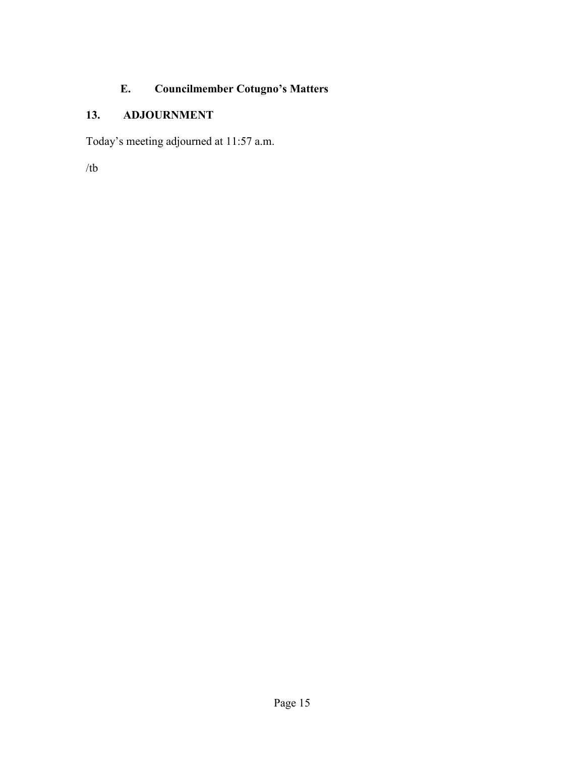### E. Councilmember Cotugno's Matters

## 13. ADJOURNMENT

Today's meeting adjourned at 11:57 a.m.

/tb